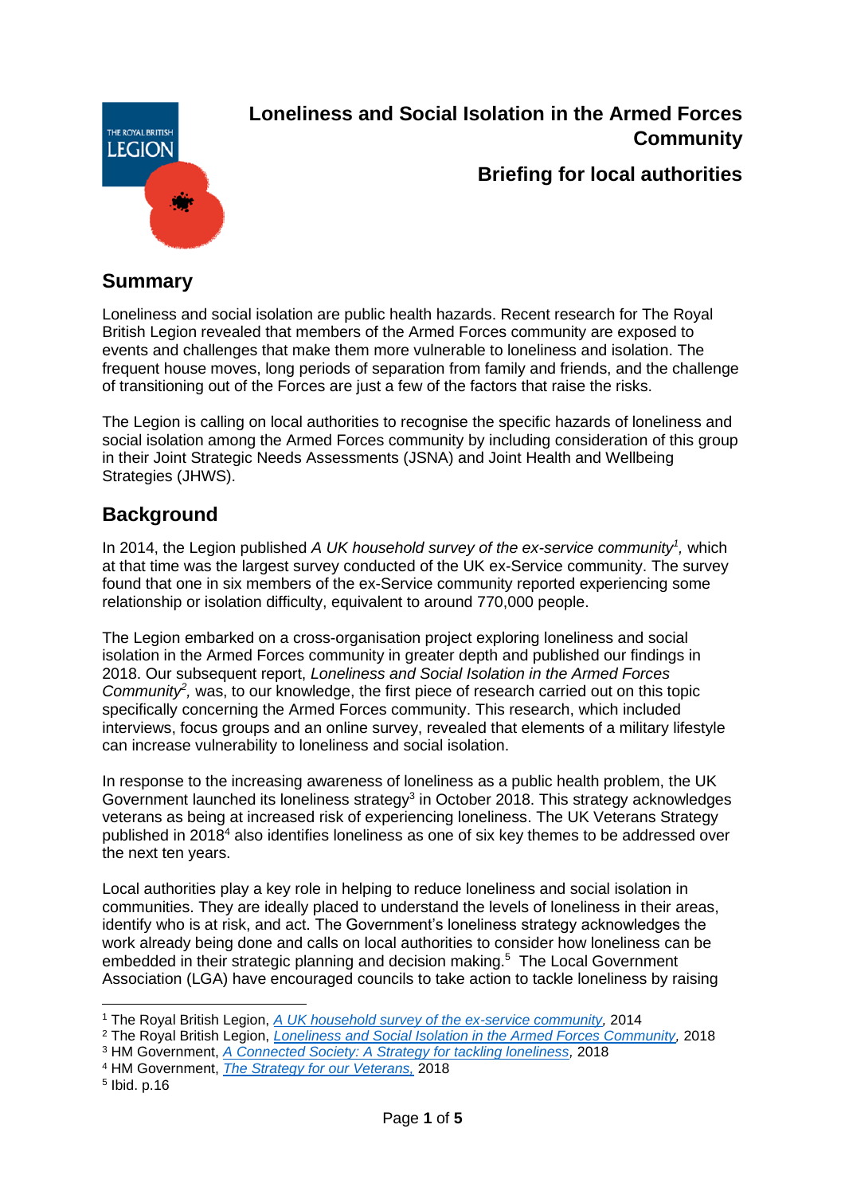# Loneliness and Social Isolation in the Armed Forces Community

## Briefing for local authorities

## Summary

Loneliness and social isolation are public health hazards. Recent research for The Royal British Legion revealed that members of the Armed Forces community are exposed to events and challenges that make them more vulnerable to loneliness and isolation. The frequent house moves, long periods of separation from family and friends, and the challenge of transitioning out of the Forces are just a few of the factors that raise the risks.

The Legion is calling on local authorities to recognise the specific hazards of loneliness and social isolation among the Armed Forces community by including consideration of this group in their Joint Strategic Needs Assessments (JSNA) and Joint Health and Wellbeing Strategies (JHWS).

## Background

In 2014, the Legion published *A UK household survey of the ex-service community*[1], which at that time was the largest survey conducted of the UK ex-Service community. The survey found that one in six members of the ex-Service community reported experiencing some relationship or isolation difficulty, equivalent to around 770,000 people.

The Legion embarked on a cross-organisation project exploring loneliness and social isolation in the Armed Forces community in greater depth and published our findings in 2018. Our subsequent report, *Loneliness and Social Isolation in the Armed Forces Community*[2], was, to our knowledge, the first piece of research carried out on this topic specifically concerning the Armed Forces community. This research, which included interviews, focus groups and an online survey, revealed that elements of a military lifestyle can increase vulnerability to loneliness and social isolation.

In response to the increasing awareness of loneliness as a public health problem, the UK Government launched its loneliness strategy[3] in October 2018. This strategy acknowledges veterans as being at increased risk of experiencing loneliness. The UK Veterans Strategy published in 2018[4] also identifies loneliness as one of six key themes to be addressed over the next ten years.

Local authorities play a key role in helping to reduce loneliness and social isolation in communities. They are ideally placed to understand the levels of loneliness in their areas, identify who is at risk, and act. The Government's loneliness strategy acknowledges the work already being done and calls on local authorities to consider how loneliness can be embedded in their strategic planning and decision making.[5] The Local Government Association (LGA) have encouraged councils to take action to tackle loneliness by raising

---

[1] The Royal British Legion, *A UK household survey of the ex-service community*, 2014

[2] The Royal British Legion, *Loneliness and Social Isolation in the Armed Forces Community*, 2018

[3] HM Government, *A Connected Society: A Strategy for tackling loneliness*, 2018

[4] HM Government, *The Strategy for our Veterans*, 2018

[5] Ibid. p.16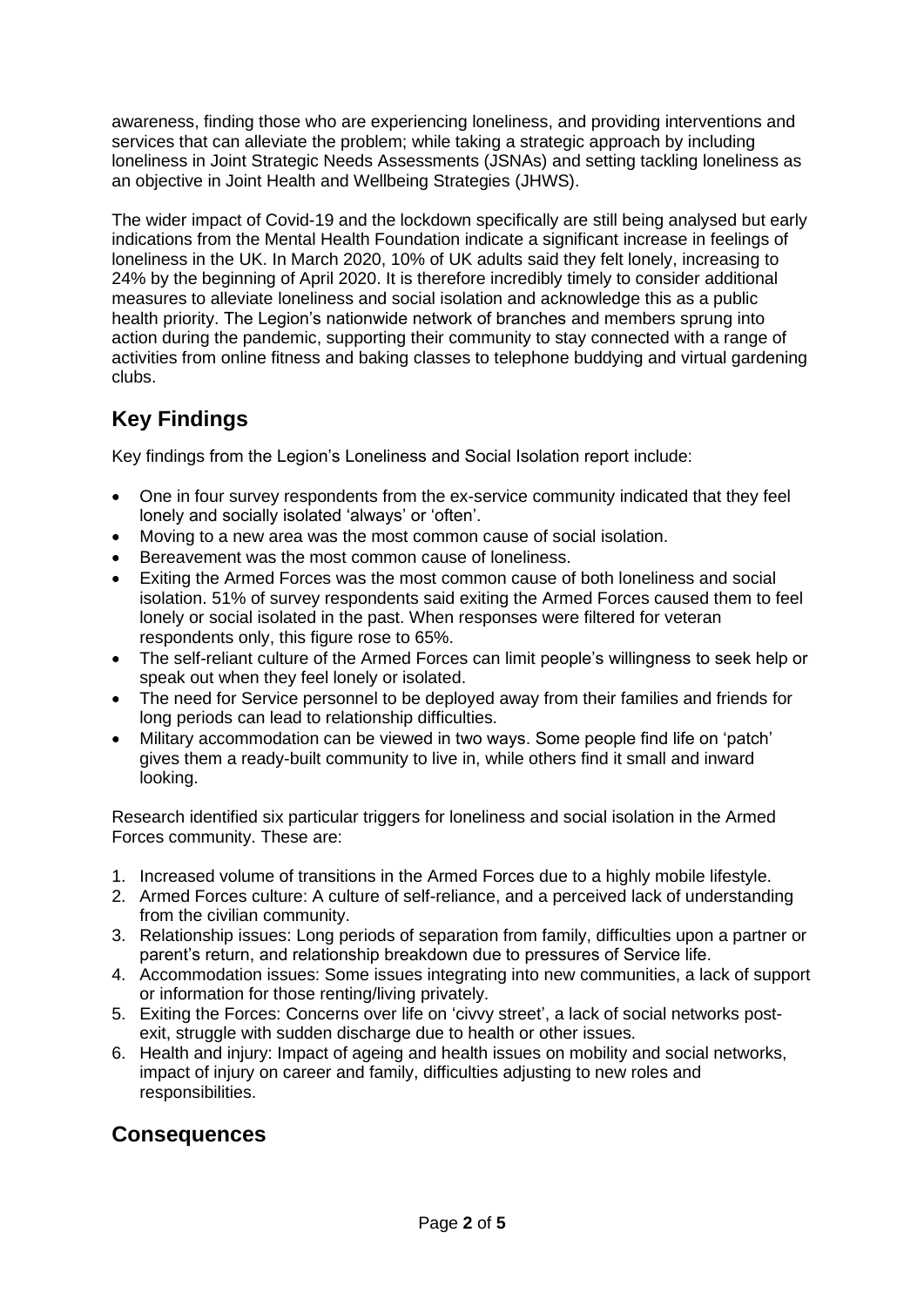awareness, finding those who are experiencing loneliness, and providing interventions and services that can alleviate the problem; while taking a strategic approach by including loneliness in Joint Strategic Needs Assessments (JSNAs) and setting tackling loneliness as an objective in Joint Health and Wellbeing Strategies (JHWS).

The wider impact of Covid-19 and the lockdown specifically are still being analysed but early indications from the Mental Health Foundation indicate a significant increase in feelings of loneliness in the UK. In March 2020, 10% of UK adults said they felt lonely, increasing to 24% by the beginning of April 2020. It is therefore incredibly timely to consider additional measures to alleviate loneliness and social isolation and acknowledge this as a public health priority. The Legion's nationwide network of branches and members sprung into action during the pandemic, supporting their community to stay connected with a range of activities from online fitness and baking classes to telephone buddying and virtual gardening clubs.

## Key Findings

Key findings from the Legion's Loneliness and Social Isolation report include:

- One in four survey respondents from the ex-service community indicated that they feel lonely and socially isolated 'always' or 'often'.
- Moving to a new area was the most common cause of social isolation.
- Bereavement was the most common cause of loneliness.
- Exiting the Armed Forces was the most common cause of both loneliness and social isolation. 51% of survey respondents said exiting the Armed Forces caused them to feel lonely or social isolated in the past. When responses were filtered for veteran respondents only, this figure rose to 65%.
- The self-reliant culture of the Armed Forces can limit people's willingness to seek help or speak out when they feel lonely or isolated.
- The need for Service personnel to be deployed away from their families and friends for long periods can lead to relationship difficulties.
- Military accommodation can be viewed in two ways. Some people find life on 'patch' gives them a ready-built community to live in, while others find it small and inward looking.

Research identified six particular triggers for loneliness and social isolation in the Armed Forces community. These are:

1. Increased volume of transitions in the Armed Forces due to a highly mobile lifestyle.
2. Armed Forces culture: A culture of self-reliance, and a perceived lack of understanding from the civilian community.
3. Relationship issues: Long periods of separation from family, difficulties upon a partner or parent's return, and relationship breakdown due to pressures of Service life.
4. Accommodation issues: Some issues integrating into new communities, a lack of support or information for those renting/living privately.
5. Exiting the Forces: Concerns over life on 'civvy street', a lack of social networks post-exit, struggle with sudden discharge due to health or other issues.
6. Health and injury: Impact of ageing and health issues on mobility and social networks, impact of injury on career and family, difficulties adjusting to new roles and responsibilities.

## Consequences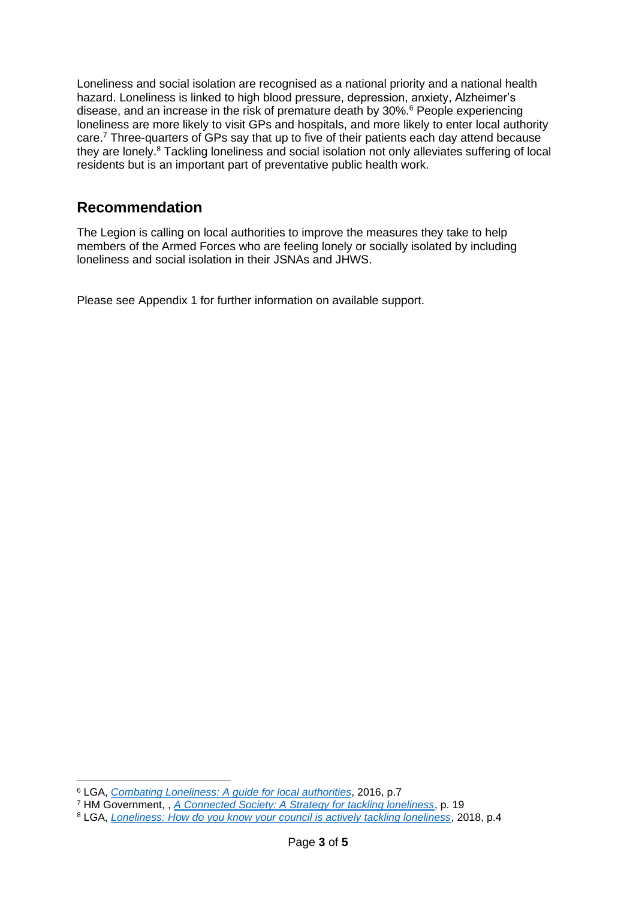Loneliness and social isolation are recognised as a national priority and a national health hazard. Loneliness is linked to high blood pressure, depression, anxiety, Alzheimer's disease, and an increase in the risk of premature death by 30%.[6] People experiencing loneliness are more likely to visit GPs and hospitals, and more likely to enter local authority care.[7] Three-quarters of GPs say that up to five of their patients each day attend because they are lonely.[8] Tackling loneliness and social isolation not only alleviates suffering of local residents but is an important part of preventative public health work.

## Recommendation

The Legion is calling on local authorities to improve the measures they take to help members of the Armed Forces who are feeling lonely or socially isolated by including loneliness and social isolation in their JSNAs and JHWS.

Please see Appendix 1 for further information on available support.

---

[6] LGA, *Combating Loneliness: A guide for local authorities*, 2016, p.7

[7] HM Government, , *A Connected Society: A Strategy for tackling loneliness*, p. 19

[8] LGA, *Loneliness: How do you know your council is actively tackling loneliness*, 2018, p.4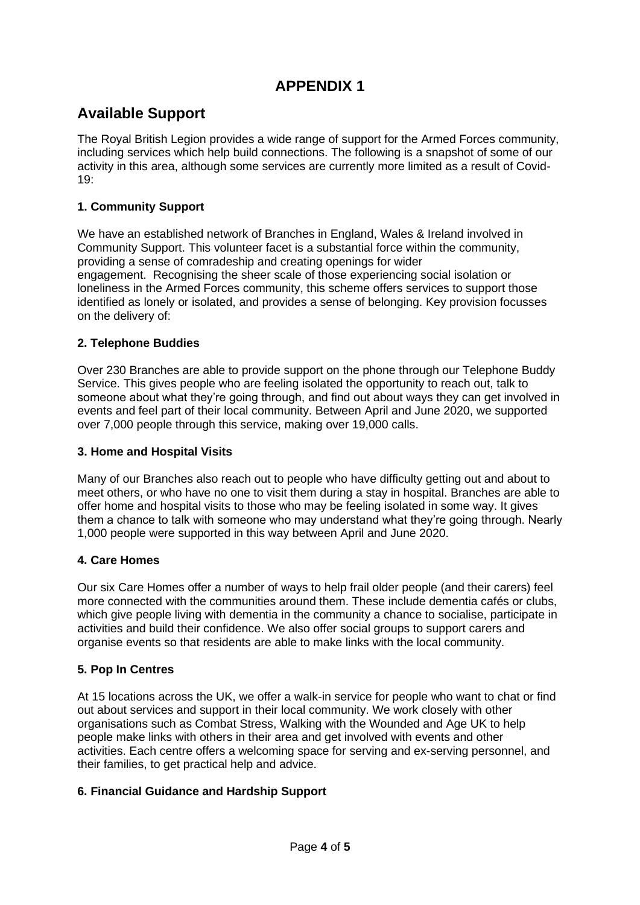# APPENDIX 1

## Available Support

The Royal British Legion provides a wide range of support for the Armed Forces community, including services which help build connections. The following is a snapshot of some of our activity in this area, although some services are currently more limited as a result of Covid-19:

### 1. Community Support

We have an established network of Branches in England, Wales & Ireland involved in Community Support. This volunteer facet is a substantial force within the community, providing a sense of comradeship and creating openings for wider engagement. Recognising the sheer scale of those experiencing social isolation or loneliness in the Armed Forces community, this scheme offers services to support those identified as lonely or isolated, and provides a sense of belonging. Key provision focusses on the delivery of:

### 2. Telephone Buddies

Over 230 Branches are able to provide support on the phone through our Telephone Buddy Service. This gives people who are feeling isolated the opportunity to reach out, talk to someone about what they're going through, and find out about ways they can get involved in events and feel part of their local community. Between April and June 2020, we supported over 7,000 people through this service, making over 19,000 calls.

### 3. Home and Hospital Visits

Many of our Branches also reach out to people who have difficulty getting out and about to meet others, or who have no one to visit them during a stay in hospital. Branches are able to offer home and hospital visits to those who may be feeling isolated in some way. It gives them a chance to talk with someone who may understand what they're going through. Nearly 1,000 people were supported in this way between April and June 2020.

### 4. Care Homes

Our six Care Homes offer a number of ways to help frail older people (and their carers) feel more connected with the communities around them. These include dementia cafés or clubs, which give people living with dementia in the community a chance to socialise, participate in activities and build their confidence. We also offer social groups to support carers and organise events so that residents are able to make links with the local community.

### 5. Pop In Centres

At 15 locations across the UK, we offer a walk-in service for people who want to chat or find out about services and support in their local community. We work closely with other organisations such as Combat Stress, Walking with the Wounded and Age UK to help people make links with others in their area and get involved with events and other activities. Each centre offers a welcoming space for serving and ex-serving personnel, and their families, to get practical help and advice.

### 6. Financial Guidance and Hardship Support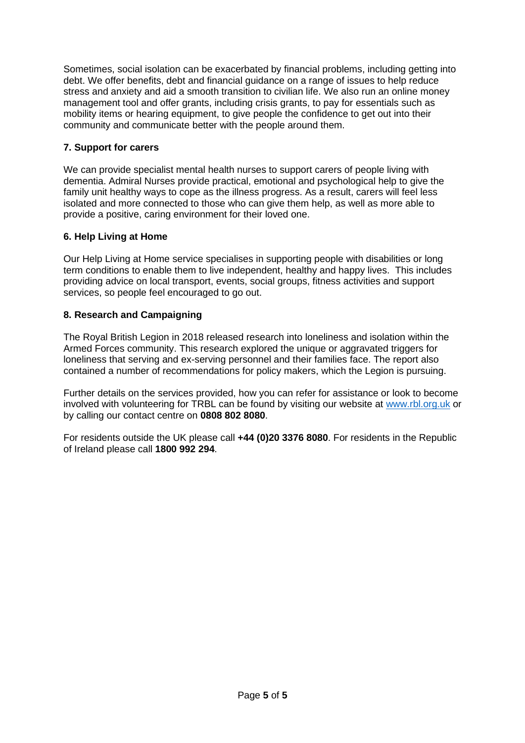Sometimes, social isolation can be exacerbated by financial problems, including getting into debt. We offer benefits, debt and financial guidance on a range of issues to help reduce stress and anxiety and aid a smooth transition to civilian life. We also run an online money management tool and offer grants, including crisis grants, to pay for essentials such as mobility items or hearing equipment, to give people the confidence to get out into their community and communicate better with the people around them.

### 7. Support for carers

We can provide specialist mental health nurses to support carers of people living with dementia. Admiral Nurses provide practical, emotional and psychological help to give the family unit healthy ways to cope as the illness progress. As a result, carers will feel less isolated and more connected to those who can give them help, as well as more able to provide a positive, caring environment for their loved one.

### 6. Help Living at Home

Our Help Living at Home service specialises in supporting people with disabilities or long term conditions to enable them to live independent, healthy and happy lives. This includes providing advice on local transport, events, social groups, fitness activities and support services, so people feel encouraged to go out.

### 8. Research and Campaigning

The Royal British Legion in 2018 released research into loneliness and isolation within the Armed Forces community. This research explored the unique or aggravated triggers for loneliness that serving and ex-serving personnel and their families face. The report also contained a number of recommendations for policy makers, which the Legion is pursuing.

Further details on the services provided, how you can refer for assistance or look to become involved with volunteering for TRBL can be found by visiting our website at [www.rbl.org.uk](http://www.rbl.org.uk) or by calling our contact centre on **0808 802 8080**.

For residents outside the UK please call **+44 (0)20 3376 8080**. For residents in the Republic of Ireland please call **1800 992 294**.